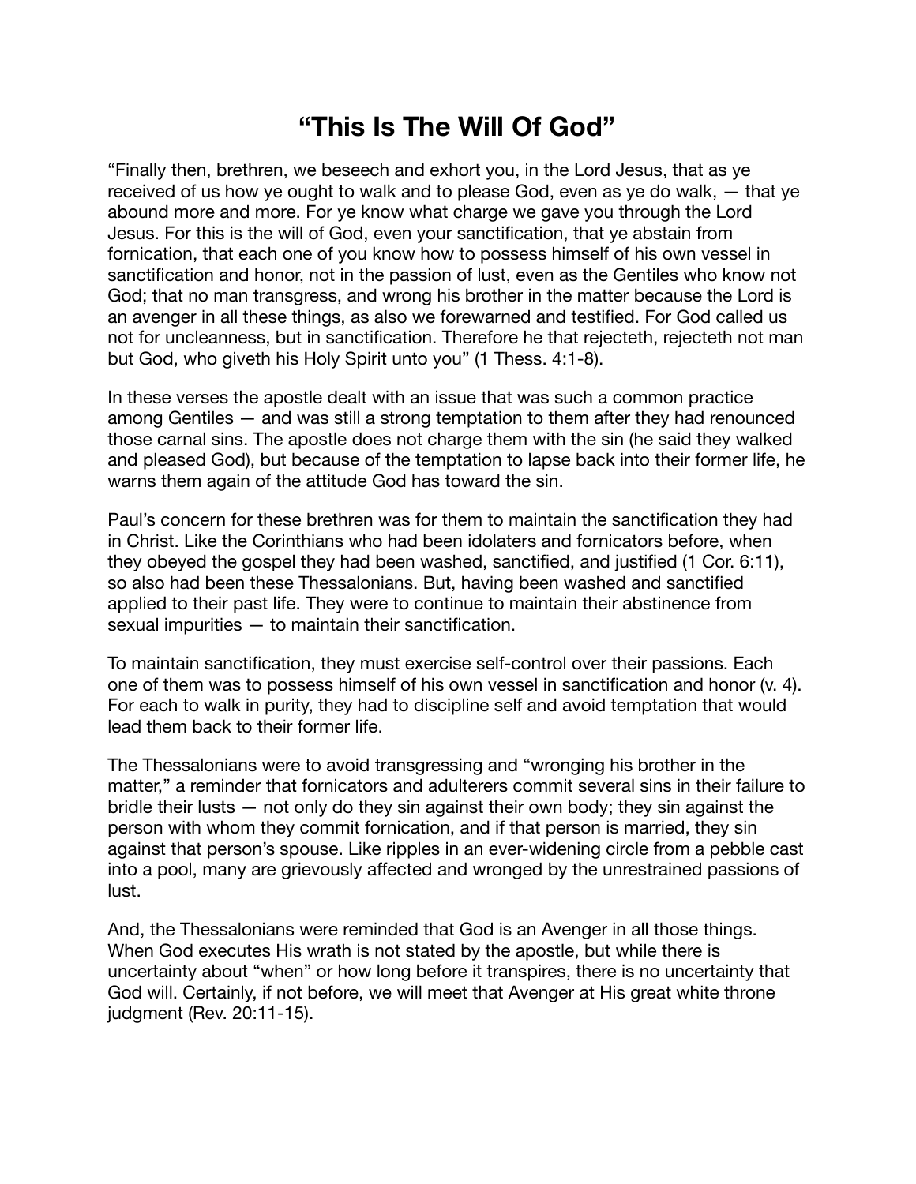# "This Is The Will Of God"

"Finally then, brethren, we beseech and exhort you, in the Lord Jesus, that as ye received of us how ye ought to walk and to please God, even as ye do walk, — that ye abound more and more. For ye know what charge we gave you through the Lord Jesus. For this is the will of God, even your sanctification, that ye abstain from fornication, that each one of you know how to possess himself of his own vessel in sanctification and honor, not in the passion of lust, even as the Gentiles who know not God; that no man transgress, and wrong his brother in the matter because the Lord is an avenger in all these things, as also we forewarned and testified. For God called us not for uncleanness, but in sanctification. Therefore he that rejecteth, rejecteth not man but God, who giveth his Holy Spirit unto you" (1 Thess. 4:1-8).

In these verses the apostle dealt with an issue that was such a common practice among Gentiles — and was still a strong temptation to them after they had renounced those carnal sins. The apostle does not charge them with the sin (he said they walked and pleased God), but because of the temptation to lapse back into their former life, he warns them again of the attitude God has toward the sin.

Paul's concern for these brethren was for them to maintain the sanctification they had in Christ. Like the Corinthians who had been idolaters and fornicators before, when they obeyed the gospel they had been washed, sanctified, and justified (1 Cor. 6:11), so also had been these Thessalonians. But, having been washed and sanctified applied to their past life. They were to continue to maintain their abstinence from sexual impurities — to maintain their sanctification.

To maintain sanctification, they must exercise self-control over their passions. Each one of them was to possess himself of his own vessel in sanctification and honor (v. 4). For each to walk in purity, they had to discipline self and avoid temptation that would lead them back to their former life.

The Thessalonians were to avoid transgressing and "wronging his brother in the matter," a reminder that fornicators and adulterers commit several sins in their failure to bridle their lusts — not only do they sin against their own body; they sin against the person with whom they commit fornication, and if that person is married, they sin against that person's spouse. Like ripples in an ever-widening circle from a pebble cast into a pool, many are grievously affected and wronged by the unrestrained passions of lust.

And, the Thessalonians were reminded that God is an Avenger in all those things. When God executes His wrath is not stated by the apostle, but while there is uncertainty about "when" or how long before it transpires, there is no uncertainty that God will. Certainly, if not before, we will meet that Avenger at His great white throne judgment (Rev. 20:11-15).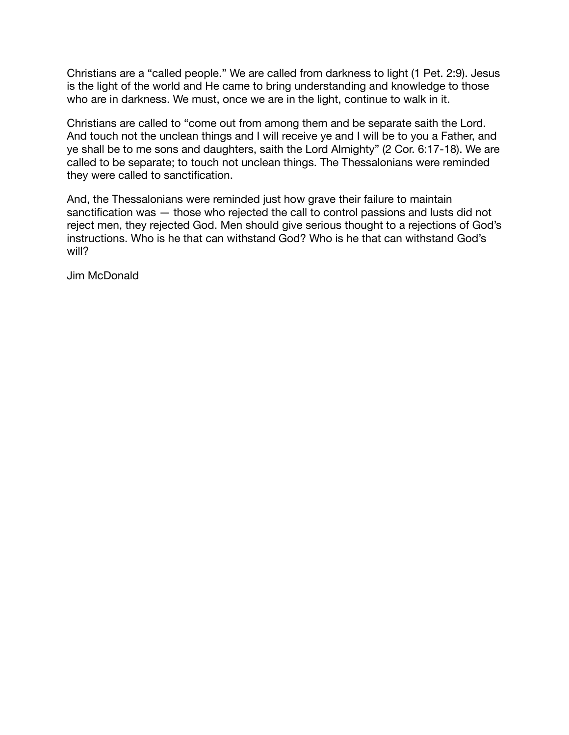Christians are a “called people.” We are called from darkness to light (1 Pet. 2:9). Jesus is the light of the world and He came to bring understanding and knowledge to those who are in darkness. We must, once we are in the light, continue to walk in it.

Christians are called to “come out from among them and be separate saith the Lord. And touch not the unclean things and I will receive ye and I will be to you a Father, and ye shall be to me sons and daughters, saith the Lord Almighty” (2 Cor. 6:17-18). We are called to be separate; to touch not unclean things. The Thessalonians were reminded they were called to sanctification.

And, the Thessalonians were reminded just how grave their failure to maintain sanctification was — those who rejected the call to control passions and lusts did not reject men, they rejected God. Men should give serious thought to a rejections of God’s instructions. Who is he that can withstand God? Who is he that can withstand God’s will?

Jim McDonald